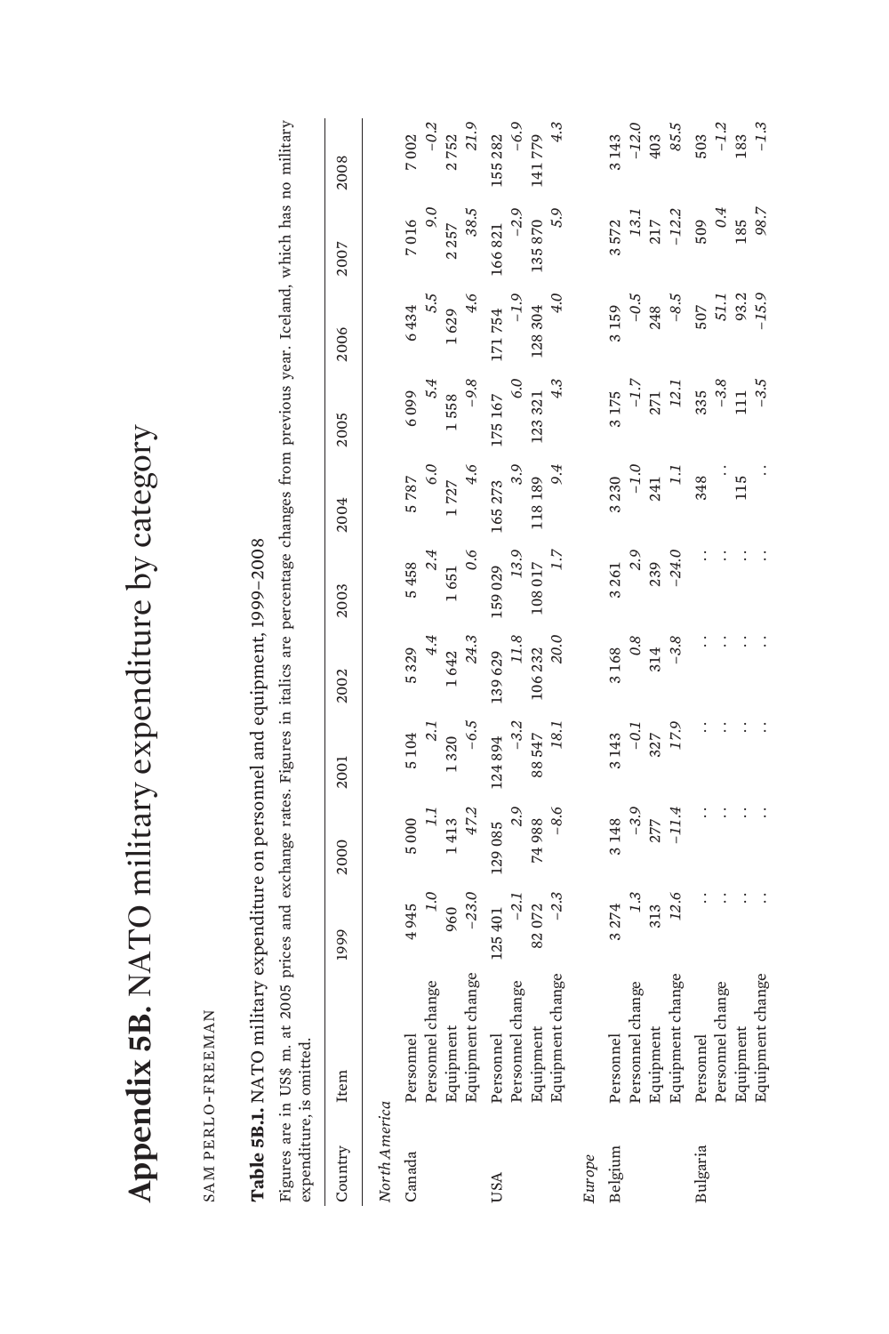# Appendix 5B. NATO military expenditure by category

SAM PERLO-FREEMAN

**Table 5B.1.** NATO military expenditure on personnel and equipment, 1999–2008

Figures are in US$ m. at 2005 prices and exchange rates. Figures in italics are percentage changes from previous year. Iceland, which has no military expenditure, is omitted.

| Country | Item | 1999 | 2000 | 2001 | 2002 | 2003 | 2004 | 2005 | 2006 | 2007 | 2008 |
|---|---|---|---|---|---|---|---|---|---|---|---|
| *North America* | | | | | | | | | | | |
| Canada | Personnel | 4 945 | 5 000 | 5 104 | 5 329 | 5 458 | 5 787 | 6 099 | 6 434 | 7 016 | 7 002 |
| | Personnel change | *1.0* | *1.1* | *2.1* | *4.4* | *2.4* | *6.0* | *5.4* | *5.5* | *9.0* | *–0.2* |
| | Equipment | 960 | 1 413 | 1 320 | 1 642 | 1 651 | 1 727 | 1 558 | 1 629 | 2 257 | 2 752 |
| | Equipment change | *–23.0* | *47.2* | *–6.5* | *24.3* | *0.6* | *4.6* | *–9.8* | *4.6* | *38.5* | *21.9* |
| USA | Personnel | 125 401 | 129 085 | 124 894 | 139 629 | 159 029 | 165 273 | 175 167 | 171 754 | 166 821 | 155 282 |
| | Personnel change | *–2.1* | *2.9* | *–3.2* | *11.8* | *13.9* | *3.9* | *6.0* | *–1.9* | *–2.9* | *–6.9* |
| | Equipment | 82 072 | 74 988 | 88 547 | 106 232 | 108 017 | 118 189 | 123 321 | 128 304 | 135 870 | 141 779 |
| | Equipment change | *–2.3* | *–8.6* | *18.1* | *20.0* | *1.7* | *9.4* | *4.3* | *4.0* | *5.9* | *4.3* |
| *Europe* | | | | | | | | | | | |
| Belgium | Personnel | 3 274 | 3 148 | 3 143 | 3 168 | 3 261 | 3 230 | 3 175 | 3 159 | 3 572 | 3 143 |
| | Personnel change | *1.3* | *–3.9* | *–0.1* | *0.8* | *2.9* | *–1.0* | *–1.7* | *–0.5* | *13.1* | *–12.0* |
| | Equipment | 313 | 277 | 327 | 314 | 239 | 241 | 271 | 248 | 217 | 403 |
| | Equipment change | *12.6* | *–11.4* | *17.9* | *–3.8* | *–24.0* | *1.1* | *12.1* | *–8.5* | *–12.2* | *85.5* |
| Bulgaria | Personnel | . . | . . | . . | . . | . . | 348 | 335 | 507 | 509 | 503 |
| | Personnel change | . . | . . | . . | . . | . . | . . | *–3.8* | *51.1* | *0.4* | *–1.2* |
| | Equipment | . . | . . | . . | . . | . . | 115 | 111 | 93.2 | 185 | 183 |
| | Equipment change | . . | . . | . . | . . | . . | . . | *–3.5* | *–15.9* | *98.7* | *–1.3* |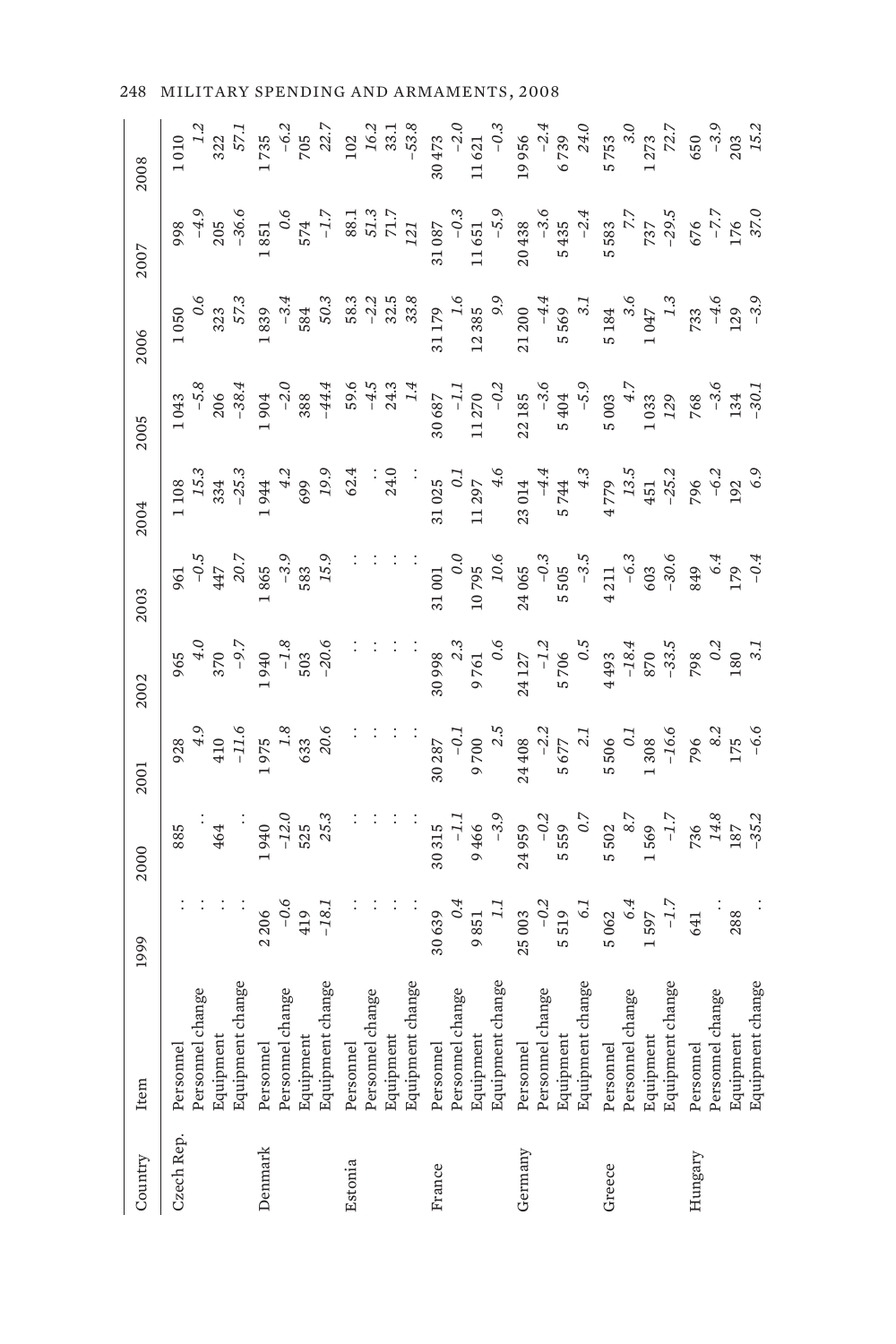| Country | Item | 1999 | 2000 | 2001 | 2002 | 2003 | 2004 | 2005 | 2006 | 2007 | 2008 |
|---|---|---|---|---|---|---|---|---|---|---|---|
| Czech Rep. | Personnel | . . | 885 | 928 | 965 | 961 | 1 108 | 1 043 | 1 050 | 998 | 1 010 |
| | Personnel change | . . | . . | *4.9* | *4.0* | *–0.5* | *15.3* | *–5.8* | *0.6* | *–4.9* | *1.2* |
| | Equipment | . . | 464 | 410 | 370 | 447 | 334 | 206 | 323 | 205 | 322 |
| | Equipment change | . . | . . | *–11.6* | *–9.7* | *20.7* | *–25.3* | *–38.4* | *57.3* | *–36.6* | *57.1* |
| Denmark | Personnel | 2 206 | 1 940 | 1 975 | 1 940 | 1 865 | 1 944 | 1 904 | 1 839 | 1 851 | 1 735 |
| | Personnel change | *–0.6* | *–12.0* | *1.8* | *–1.8* | *–3.9* | *4.2* | *–2.0* | *–3.4* | *0.6* | *–6.2* |
| | Equipment | 419 | 525 | 633 | 503 | 583 | 699 | 388 | 584 | 574 | 705 |
| | Equipment change | *–18.1* | *25.3* | *20.6* | *–20.6* | *15.9* | *19.9* | *–44.4* | *50.3* | *–1.7* | *22.7* |
| Estonia | Personnel | . . | . . | . . | . . | . . | 62.4 | 59.6 | 58.3 | 88.1 | 102 |
| | Personnel change | . . | . . | . . | . . | . . | . . | *–4.5* | *–2.2* | *51.3* | *16.2* |
| | Equipment | . . | . . | . . | . . | . . | 24.0 | 24.3 | 32.5 | 71.7 | 33.1 |
| | Equipment change | . . | . . | . . | . . | . . | . . | *1.4* | *33.8* | *121* | *–53.8* |
| France | Personnel | 30 639 | 30 315 | 30 287 | 30 998 | 31 001 | 31 025 | 30 687 | 31 179 | 31 087 | 30 473 |
| | Personnel change | *0.4* | *–1.1* | *–0.1* | *2.3* | *0.0* | *0.1* | *–1.1* | *1.6* | *–0.3* | *–2.0* |
| | Equipment | 9 851 | 9 466 | 9 700 | 9 761 | 10 795 | 11 297 | 11 270 | 12 385 | 11 651 | 11 621 |
| | Equipment change | *1.1* | *–3.9* | *2.5* | *0.6* | *10.6* | *4.6* | *–0.2* | *9.9* | *–5.9* | *–0.3* |
| Germany | Personnel | 25 003 | 24 959 | 24 408 | 24 127 | 24 065 | 23 014 | 22 185 | 21 200 | 20 438 | 19 956 |
| | Personnel change | *–0.2* | *–0.2* | *–2.2* | *–1.2* | *–0.3* | *–4.4* | *–3.6* | *–4.4* | *–3.6* | *–2.4* |
| | Equipment | 5 519 | 5 559 | 5 677 | 5 706 | 5 505 | 5 744 | 5 404 | 5 569 | 5 435 | 6 739 |
| | Equipment change | *6.1* | *0.7* | *2.1* | *0.5* | *–3.5* | *4.3* | *–5.9* | *3.1* | *–2.4* | *24.0* |
| Greece | Personnel | 5 062 | 5 502 | 5 506 | 4 493 | 4 211 | 4 779 | 5 003 | 5 184 | 5 583 | 5 753 |
| | Personnel change | *6.4* | *8.7* | *0.1* | *–18.4* | *–6.3* | *13.5* | *4.7* | *3.6* | *7.7* | *3.0* |
| | Equipment | 1 597 | 1 569 | 1 308 | 870 | 603 | 451 | 1 033 | 1 047 | 737 | 1 273 |
| | Equipment change | *–1.7* | *–1.7* | *–16.6* | *–33.5* | *–30.6* | *–25.2* | *129* | *1.3* | *–29.5* | *72.7* |
| Hungary | Personnel | 641 | 736 | 796 | 798 | 849 | 796 | 768 | 733 | 676 | 650 |
| | Personnel change | . . | *14.8* | *8.2* | *0.2* | *6.4* | *–6.2* | *–3.6* | *–4.6* | *–7.7* | *–3.9* |
| | Equipment | 288 | 187 | 175 | 180 | 179 | 192 | 134 | 129 | 176 | 203 |
| | Equipment change | . . | *–35.2* | *–6.6* | *3.1* | *–0.4* | *6.9* | *–30.1* | *–3.9* | *37.0* | *15.2* |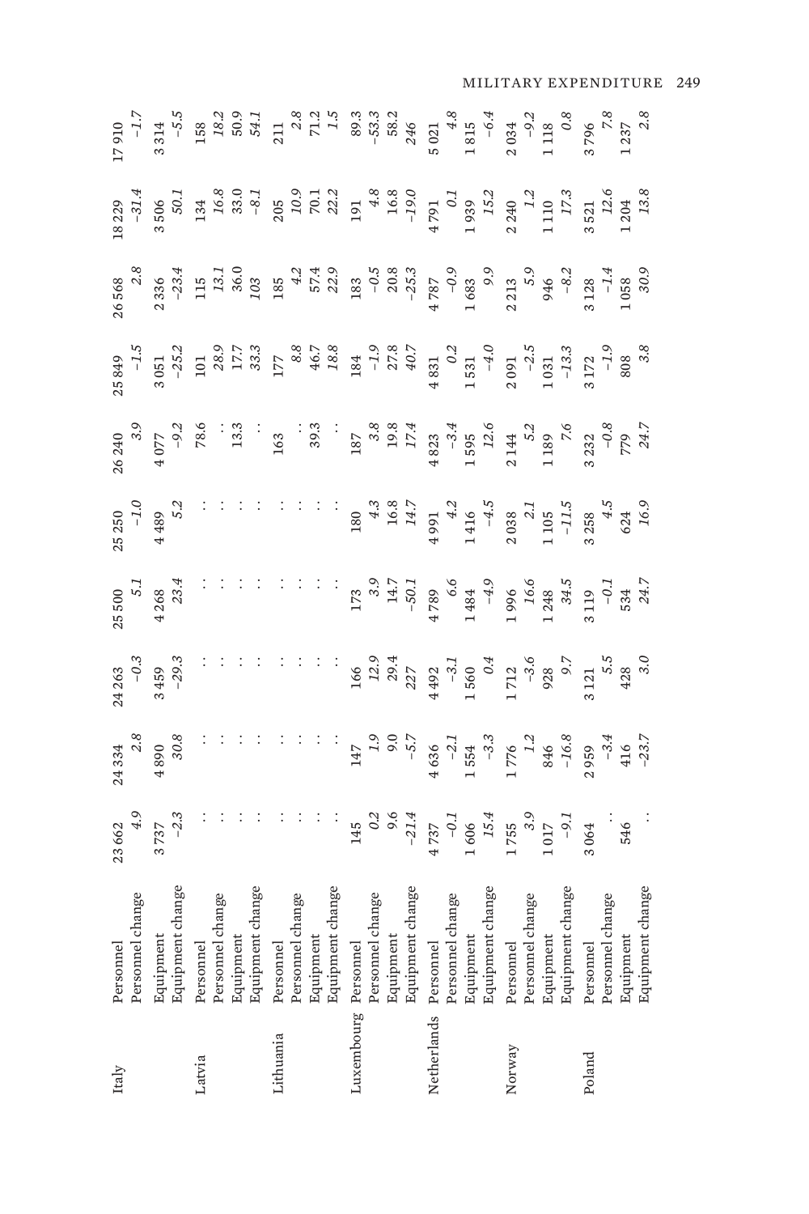| | | | | | | | | | | | |
|---|---|---|---|---|---|---|---|---|---|---|---|
| Italy | Personnel | 23 662 | 24 334 | 24 263 | 25 500 | 25 250 | 26 240 | 25 849 | 26 568 | 18 229 | 17 910 |
| | Personnel change | *4.9* | *2.8* | *–0.3* | *5.1* | *–1.0* | *3.9* | *–1.5* | *2.8* | *–31.4* | *–1.7* |
| | Equipment | 3 737 | 4 890 | 3 459 | 4 268 | 4 489 | 4 077 | 3 051 | 2 336 | 3 506 | 3 314 |
| | Equipment change | *–2.3* | *30.8* | *–29.3* | *23.4* | *5.2* | *–9.2* | *–25.2* | *–23.4* | *50.1* | *–5.5* |
| Latvia | Personnel | . . | . . | . . | . . | . . | 78.6 | 101 | 115 | 134 | 158 |
| | Personnel change | . . | . . | . . | . . | . . | . . | *28.9* | *13.1* | *16.8* | *18.2* |
| | Equipment | . . | . . | . . | . . | . . | 13.3 | 17.7 | 36.0 | 33.0 | 50.9 |
| | Equipment change | . . | . . | . . | . . | . . | . . | *33.3* | *103* | *–8.1* | *54.1* |
| Lithuania | Personnel | . . | . . | . . | . . | . . | 163 | 177 | 185 | 205 | 211 |
| | Personnel change | . . | . . | . . | . . | . . | . . | *8.8* | *4.2* | *10.9* | *2.8* |
| | Equipment | . . | . . | . . | . . | . . | 39.3 | 46.7 | 57.4 | 70.1 | 71.2 |
| | Equipment change | . . | . . | . . | . . | . . | . . | *18.8* | *22.9* | *22.2* | *1.5* |
| Luxembourg | Personnel | 145 | 147 | 166 | 173 | 180 | 187 | 184 | 183 | 191 | 89.3 |
| | Personnel change | *0.2* | *1.9* | *12.9* | *3.9* | *4.3* | *3.8* | *–1.9* | *–0.5* | *4.8* | *–53.3* |
| | Equipment | 9.6 | 9.0 | 29.4 | 14.7 | 16.8 | 19.8 | 27.8 | 20.8 | 16.8 | 58.2 |
| | Equipment change | *–21.4* | *–5.7* | *227* | *–50.1* | *14.7* | *17.4* | *40.7* | *–25.3* | *–19.0* | *246* |
| Netherlands | Personnel | 4 737 | 4 636 | 4 492 | 4 789 | 4 991 | 4 823 | 4 831 | 4 787 | 4 791 | 5 021 |
| | Personnel change | *–0.1* | *–2.1* | *–3.1* | *6.6* | *4.2* | *–3.4* | *0.2* | *–0.9* | *0.1* | *4.8* |
| | Equipment | 1 606 | 1 554 | 1 560 | 1 484 | 1 416 | 1 595 | 1 531 | 1 683 | 1 939 | 1 815 |
| | Equipment change | *15.4* | *–3.3* | *0.4* | *–4.9* | *–4.5* | *12.6* | *–4.0* | *9.9* | *15.2* | *–6.4* |
| Norway | Personnel | 1 755 | 1 776 | 1 712 | 1 996 | 2 038 | 2 144 | 2 091 | 2 213 | 2 240 | 2 034 |
| | Personnel change | *3.9* | *1.2* | *–3.6* | *16.6* | *2.1* | *5.2* | *–2.5* | *5.9* | *1.2* | *–9.2* |
| | Equipment | 1 017 | 846 | 928 | 1 248 | 1 105 | 1 189 | 1 031 | 946 | 1 110 | 1 118 |
| | Equipment change | *–9.1* | *–16.8* | *9.7* | *34.5* | *–11.5* | *7.6* | *–13.3* | *–8.2* | *17.3* | *0.8* |
| Poland | Personnel | 3 064 | 2 959 | 3 121 | 3 119 | 3 258 | 3 232 | 3 172 | 3 128 | 3 521 | 3 796 |
| | Personnel change | . . | *–3.4* | *5.5* | *–0.1* | *4.5* | *–0.8* | *–1.9* | *–1.4* | *12.6* | *7.8* |
| | Equipment | 546 | 416 | 428 | 534 | 624 | 779 | 808 | 1 058 | 1 204 | 1 237 |
| | Equipment change | . . | *–23.7* | *3.0* | *24.7* | *16.9* | *24.7* | *3.8* | *30.9* | *13.8* | *2.8* |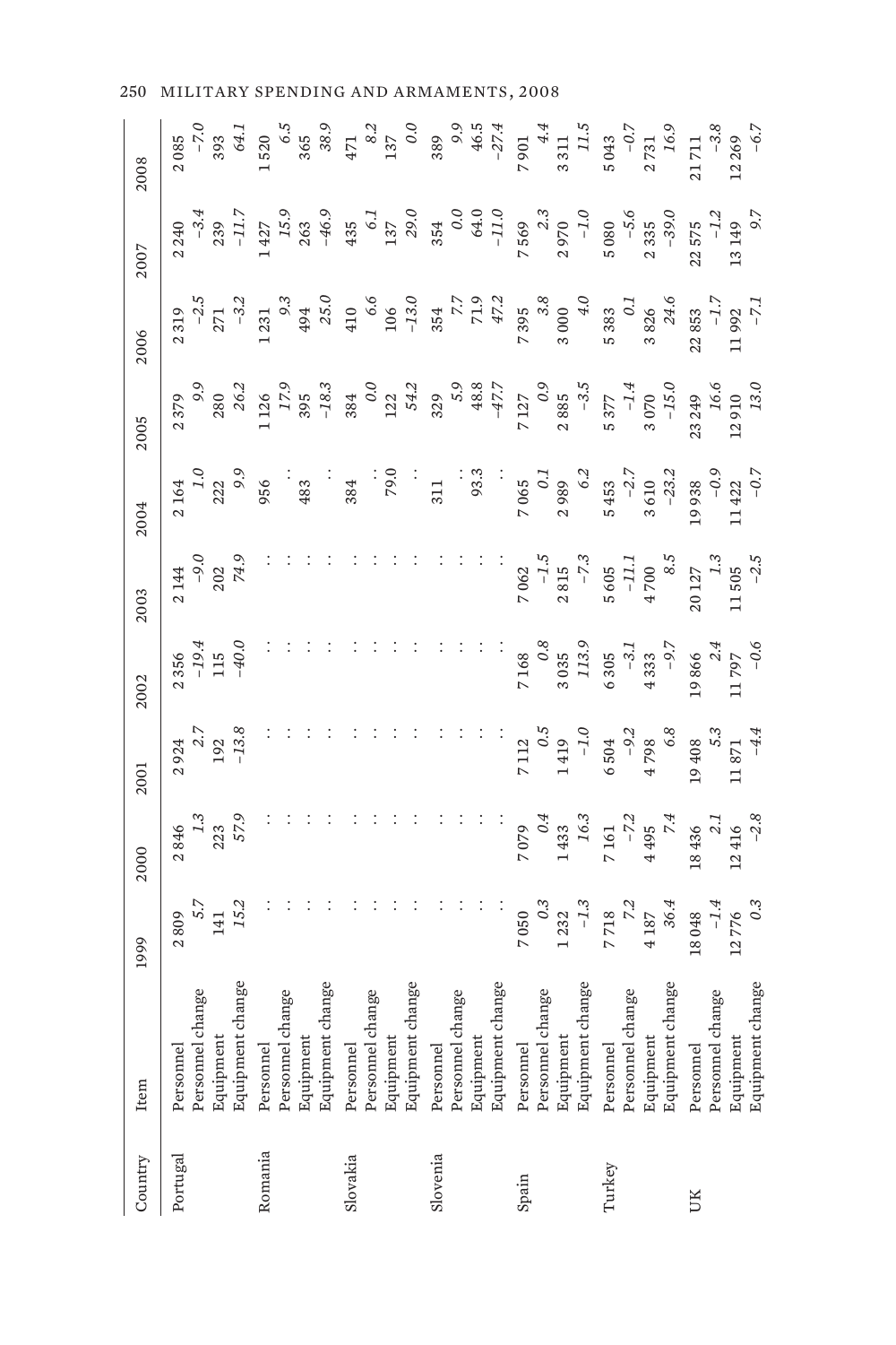| Country | Item | 1999 | 2000 | 2001 | 2002 | 2003 | 2004 | 2005 | 2006 | 2007 | 2008 |
|---|---|---|---|---|---|---|---|---|---|---|---|
| Portugal | Personnel | 2 809 | 2 846 | 2 924 | 2 356 | 2 144 | 2 164 | 2 379 | 2 319 | 2 240 | 2 085 |
| | Personnel change | *5.7* | *1.3* | *2.7* | *–19.4* | *–9.0* | *1.0* | *9.9* | *–2.5* | *–3.4* | *–7.0* |
| | Equipment | 141 | 223 | 192 | 115 | 202 | 222 | 280 | 271 | 239 | 393 |
| | Equipment change | *15.2* | *57.9* | *–13.8* | *–40.0* | *74.9* | *9.9* | *26.2* | *–3.2* | *–11.7* | *64.1* |
| Romania | Personnel | . . | . . | . . | . . | . . | 956 | 1 126 | 1 231 | 1 427 | 1 520 |
| | Personnel change | . . | . . | . . | . . | . . | . . | *17.9* | *9.3* | *15.9* | *6.5* |
| | Equipment | . . | . . | . . | . . | . . | 483 | 395 | 494 | 263 | 365 |
| | Equipment change | . . | . . | . . | . . | . . | . . | *–18.3* | *25.0* | *–46.9* | *38.9* |
| Slovakia | Personnel | . . | . . | . . | . . | . . | 384 | 384 | 410 | 435 | 471 |
| | Personnel change | . . | . . | . . | . . | . . | . . | *0.0* | *6.6* | *6.1* | *8.2* |
| | Equipment | . . | . . | . . | . . | . . | 79.0 | 122 | 106 | 137 | 137 |
| | Equipment change | . . | . . | . . | . . | . . | . . | *54.2* | *–13.0* | *29.0* | *0.0* |
| Slovenia | Personnel | . . | . . | . . | . . | . . | 311 | 329 | 354 | 354 | 389 |
| | Personnel change | . . | . . | . . | . . | . . | . . | *5.9* | *7.7* | *0.0* | *9.9* |
| | Equipment | . . | . . | . . | . . | . . | 93.3 | 48.8 | 71.9 | 64.0 | 46.5 |
| | Equipment change | . . | . . | . . | . . | . . | . . | *–47.7* | *47.2* | *–11.0* | *–27.4* |
| Spain | Personnel | 7 050 | 7 079 | 7 112 | 7 168 | 7 062 | 7 065 | 7 127 | 7 395 | 7 569 | 7 901 |
| | Personnel change | *0.3* | *0.4* | *0.5* | *0.8* | *–1.5* | *0.1* | *0.9* | *3.8* | *2.3* | *4.4* |
| | Equipment | 1 232 | 1 433 | 1 419 | 3 035 | 2 815 | 2 989 | 2 885 | 3 000 | 2 970 | 3 311 |
| | Equipment change | *–1.3* | *16.3* | *–1.0* | *113.9* | *–7.3* | *6.2* | *–3.5* | *4.0* | *–1.0* | *11.5* |
| Turkey | Personnel | 7 718 | 7 161 | 6 504 | 6 305 | 5 605 | 5 453 | 5 377 | 5 383 | 5 080 | 5 043 |
| | Personnel change | *7.2* | *–7.2* | *–9.2* | *–3.1* | *–11.1* | *–2.7* | *–1.4* | *0.1* | *–5.6* | *–0.7* |
| | Equipment | 4 187 | 4 495 | 4 798 | 4 333 | 4 700 | 3 610 | 3 070 | 3 826 | 2 335 | 2 731 |
| | Equipment change | *36.4* | *7.4* | *6.8* | *–9.7* | *8.5* | *–23.2* | *–15.0* | *24.6* | *–39.0* | *16.9* |
| UK | Personnel | 18 048 | 18 436 | 19 408 | 19 866 | 20 127 | 19 938 | 23 249 | 22 853 | 22 575 | 21 711 |
| | Personnel change | *–1.4* | *2.1* | *5.3* | *2.4* | *1.3* | *–0.9* | *16.6* | *–1.7* | *–1.2* | *–3.8* |
| | Equipment | 12 776 | 12 416 | 11 871 | 11 797 | 11 505 | 11 422 | 12 910 | 11 992 | 13 149 | 12 269 |
| | Equipment change | *0.3* | *–2.8* | *–4.4* | *–0.6* | *–2.5* | *–0.7* | *13.0* | *–7.1* | *9.7* | *–6.7* |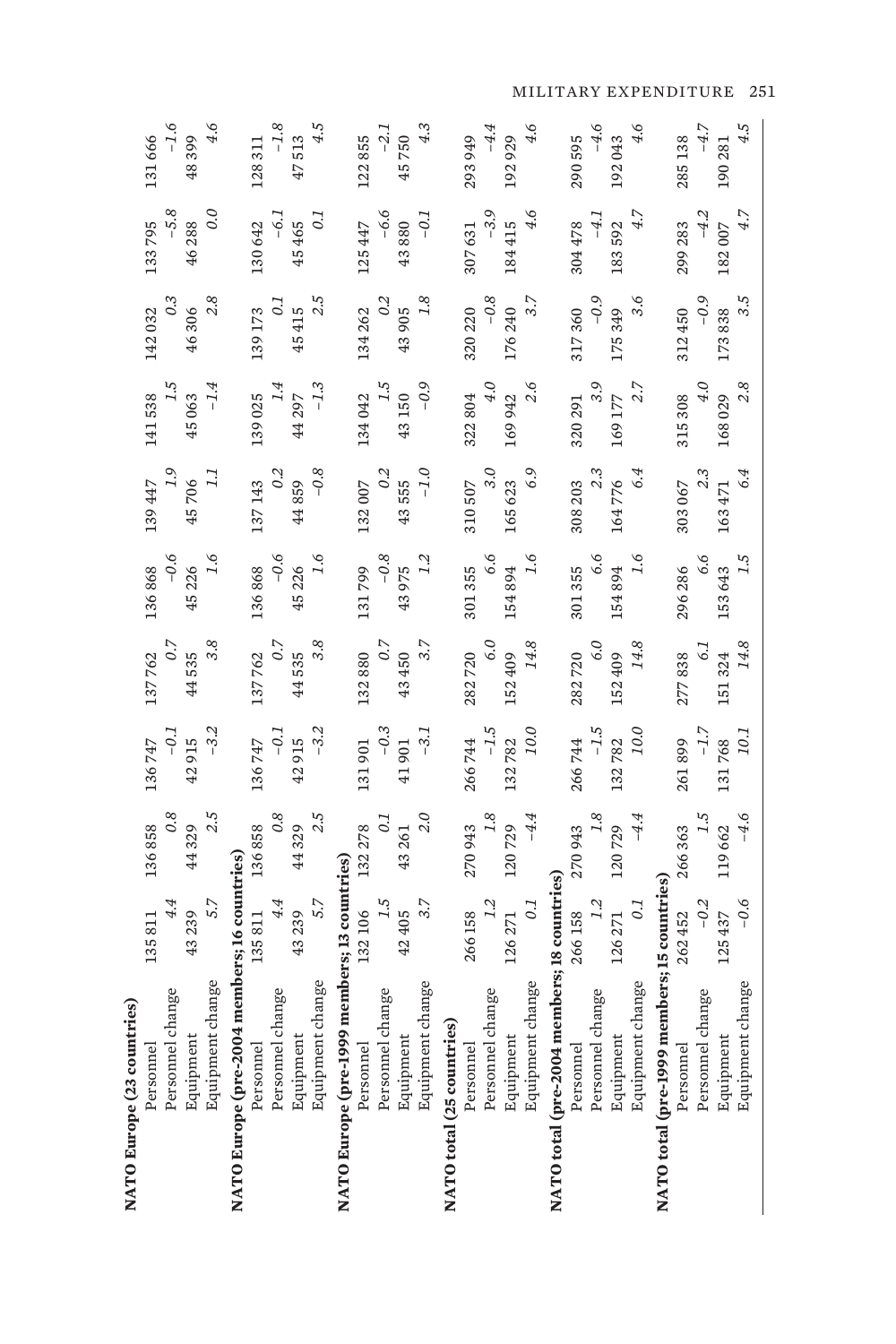| | | | | | | | | | | |
|---|---|---|---|---|---|---|---|---|---|---|
| **NATO Europe (23 countries)** | | | | | | | | | | |
| Personnel | 135 811 | 136 858 | 136 747 | 137 762 | 136 868 | 139 447 | 141 538 | 142 032 | 133 795 | 131 666 |
| Personnel change | *4.4* | *0.8* | *−0.1* | *0.7* | *−0.6* | *1.9* | *1.5* | *0.3* | *−5.8* | *−1.6* |
| Equipment | 43 239 | 44 329 | 42 915 | 44 535 | 45 226 | 45 706 | 45 063 | 46 306 | 46 288 | 48 399 |
| Equipment change | *5.7* | *2.5* | *−3.2* | *3.8* | *1.6* | *1.1* | *−1.4* | *2.8* | *0.0* | *4.6* |
| **NATO Europe (pre-2004 members; 16 countries)** | | | | | | | | | | |
| Personnel | 135 811 | 136 858 | 136 747 | 137 762 | 136 868 | 137 143 | 139 025 | 139 173 | 130 642 | 128 311 |
| Personnel change | *4.4* | *0.8* | *−0.1* | *0.7* | *−0.6* | *0.2* | *1.4* | *0.1* | *−6.1* | *−1.8* |
| Equipment | 43 239 | 44 329 | 42 915 | 44 535 | 45 226 | 44 859 | 44 297 | 45 415 | 45 465 | 47 513 |
| Equipment change | *5.7* | *2.5* | *−3.2* | *3.8* | *1.6* | *−0.8* | *−1.3* | *2.5* | *0.1* | *4.5* |
| **NATO Europe (pre-1999 members; 13 countries)** | | | | | | | | | | |
| Personnel | 132 106 | 132 278 | 131 901 | 132 880 | 131 799 | 132 007 | 134 042 | 134 262 | 125 447 | 122 855 |
| Personnel change | *1.5* | *0.1* | *−0.3* | *0.7* | *−0.8* | *0.2* | *1.5* | *0.2* | *−6.6* | *−2.1* |
| Equipment | 42 405 | 43 261 | 41 901 | 43 450 | 43 975 | 43 555 | 43 150 | 43 905 | 43 880 | 45 750 |
| Equipment change | *3.7* | *2.0* | *−3.1* | *3.7* | *1.2* | *−1.0* | *−0.9* | *1.8* | *−0.1* | *4.3* |
| **NATO total (25 countries)** | | | | | | | | | | |
| Personnel | 266 158 | 270 943 | 266 744 | 282 720 | 301 355 | 310 507 | 322 804 | 320 220 | 307 631 | 293 949 |
| Personnel change | *1.2* | *1.8* | *−1.5* | *6.0* | *6.6* | *3.0* | *4.0* | *−0.8* | *−3.9* | *−4.4* |
| Equipment | 126 271 | 120 729 | 132 782 | 152 409 | 154 894 | 165 623 | 169 942 | 176 240 | 184 415 | 192 929 |
| Equipment change | *0.1* | *−4.4* | *10.0* | *14.8* | *1.6* | *6.9* | *2.6* | *3.7* | *4.6* | *4.6* |
| **NATO total (pre-2004 members; 18 countries)** | | | | | | | | | | |
| Personnel | 266 158 | 270 943 | 266 744 | 282 720 | 301 355 | 308 203 | 320 291 | 317 360 | 304 478 | 290 595 |
| Personnel change | *1.2* | *1.8* | *−1.5* | *6.0* | *6.6* | *2.3* | *3.9* | *−0.9* | *−4.1* | *−4.6* |
| Equipment | 126 271 | 120 729 | 132 782 | 152 409 | 154 894 | 164 776 | 169 177 | 175 349 | 183 592 | 192 043 |
| Equipment change | *0.1* | *−4.4* | *10.0* | *14.8* | *1.6* | *6.4* | *2.7* | *3.6* | *4.7* | *4.6* |
| **NATO total (pre-1999 members; 15 countries)** | | | | | | | | | | |
| Personnel | 262 452 | 266 363 | 261 899 | 277 838 | 296 286 | 303 067 | 315 308 | 312 450 | 299 283 | 285 138 |
| Personnel change | *−0.2* | *1.5* | *−1.7* | *6.1* | *6.6* | *2.3* | *4.0* | *−0.9* | *−4.2* | *−4.7* |
| Equipment | 125 437 | 119 662 | 131 768 | 151 324 | 153 643 | 163 471 | 168 029 | 173 838 | 182 007 | 190 281 |
| Equipment change | *−0.6* | *−4.6* | *10.1* | *14.8* | *1.5* | *6.4* | *2.8* | *3.5* | *4.7* | *4.5* |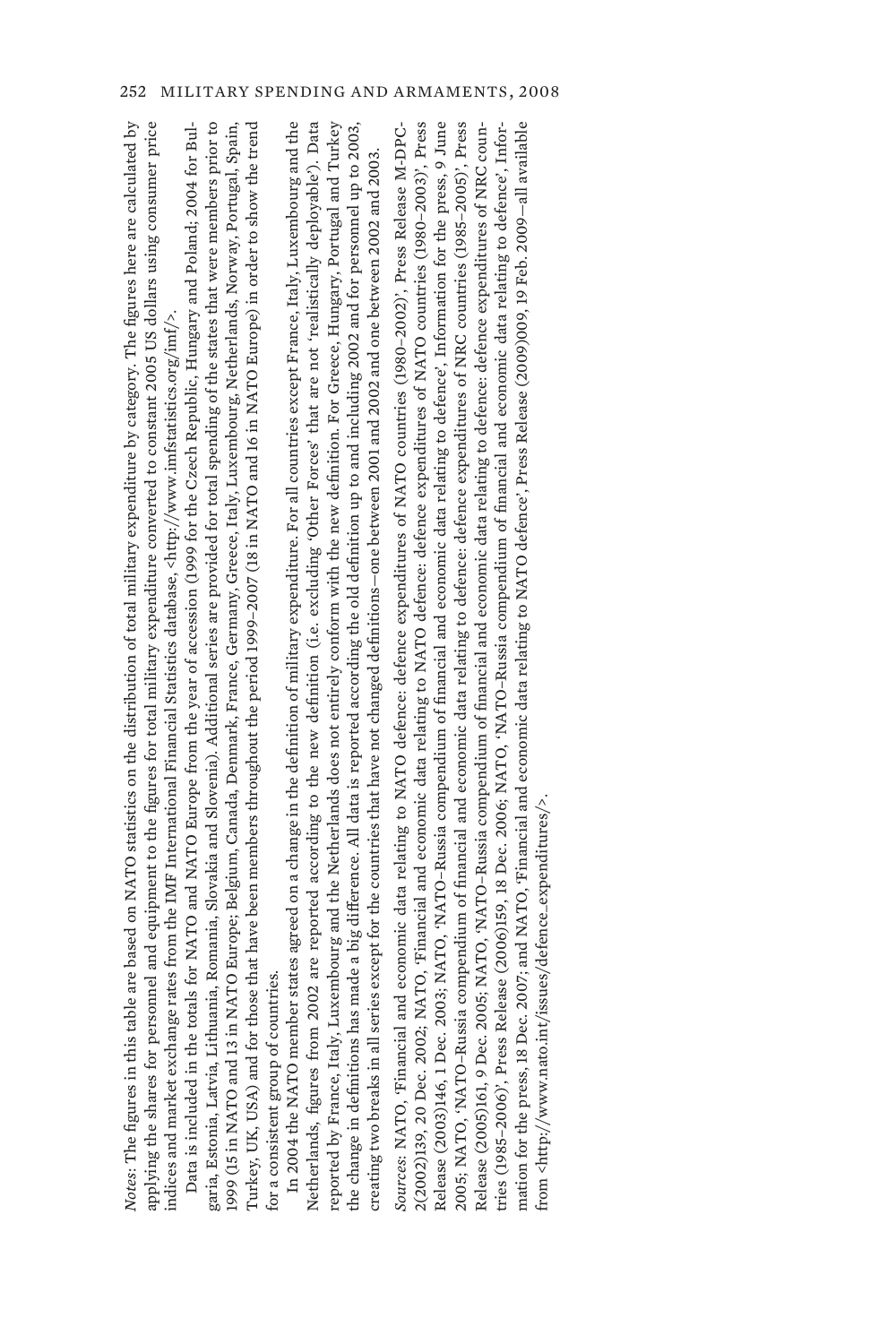*Notes*: The figures in this table are based on NATO statistics on the distribution of total military expenditure by category. The figures here are calculated by applying the shares for personnel and equipment to the figures for total military expenditure converted to constant 2005 US dollars using consumer price indices and market exchange rates from the IMF International Financial Statistics database, <http://www.imfstatistics.org/imf/>.

Data is included in the totals for NATO and NATO Europe from the year of accession (1999 for the Czech Republic, Hungary and Poland; 2004 for Bulgaria, Estonia, Latvia, Lithuania, Romania, Slovakia and Slovenia). Additional series are provided for total spending of the states that were members prior to 1999 (15 in NATO and 13 in NATO Europe; Belgium, Canada, Denmark, France, Germany, Greece, Italy, Luxembourg, Netherlands, Norway, Portugal, Spain, Turkey, UK, USA) and for those that have been members throughout the period 1999–2007 (18 in NATO and 16 in NATO Europe) in order to show the trend for a consistent group of countries.

In 2004 the NATO member states agreed on a change in the definition of military expenditure. For all countries except France, Italy, Luxembourg and the Netherlands, figures from 2002 are reported according to the new definition (i.e. excluding 'Other Forces' that are not 'realistically deployable'). Data reported by France, Italy, Luxembourg and the Netherlands does not entirely conform with the new definition. For Greece, Hungary, Portugal and Turkey the change in definitions has made a big difference. All data is reported according the old definition up to and including 2002 and for personnel up to 2003, creating two breaks in all series except for the countries that have not changed definitions—one between 2001 and 2002 and one between 2002 and 2003.

*Sources*: NATO, 'Financial and economic data relating to NATO defence: defence expenditures of NATO countries (1980–2002)', Press Release M-DPC-2(2002)139, 20 Dec. 2002; NATO, 'Financial and economic data relating to NATO defence: defence expenditures of NATO countries (1980–2003)', Press Release (2003)146, 1 Dec. 2003; NATO, 'NATO–Russia compendium of financial and economic data relating to defence', Information for the press, 9 June 2005; NATO, 'NATO–Russia compendium of financial and economic data relating to defence: defence expenditures of NRC countries (1985–2005)', Press Release (2005)161, 9 Dec. 2005; NATO, 'NATO–Russia compendium of financial and economic data relating to defence: defence expenditures of NRC countries (1985–2006)', Press Release (2006)159, 18 Dec. 2006; NATO, 'NATO–Russia compendium of financial and economic data relating to defence', Information for the press, 18 Dec. 2007; and NATO, 'Financial and economic data relating to NATO defence', Press Release (2009)009, 19 Feb. 2009—all available from <http://www.nato.int/issues/defence_expenditures/>.